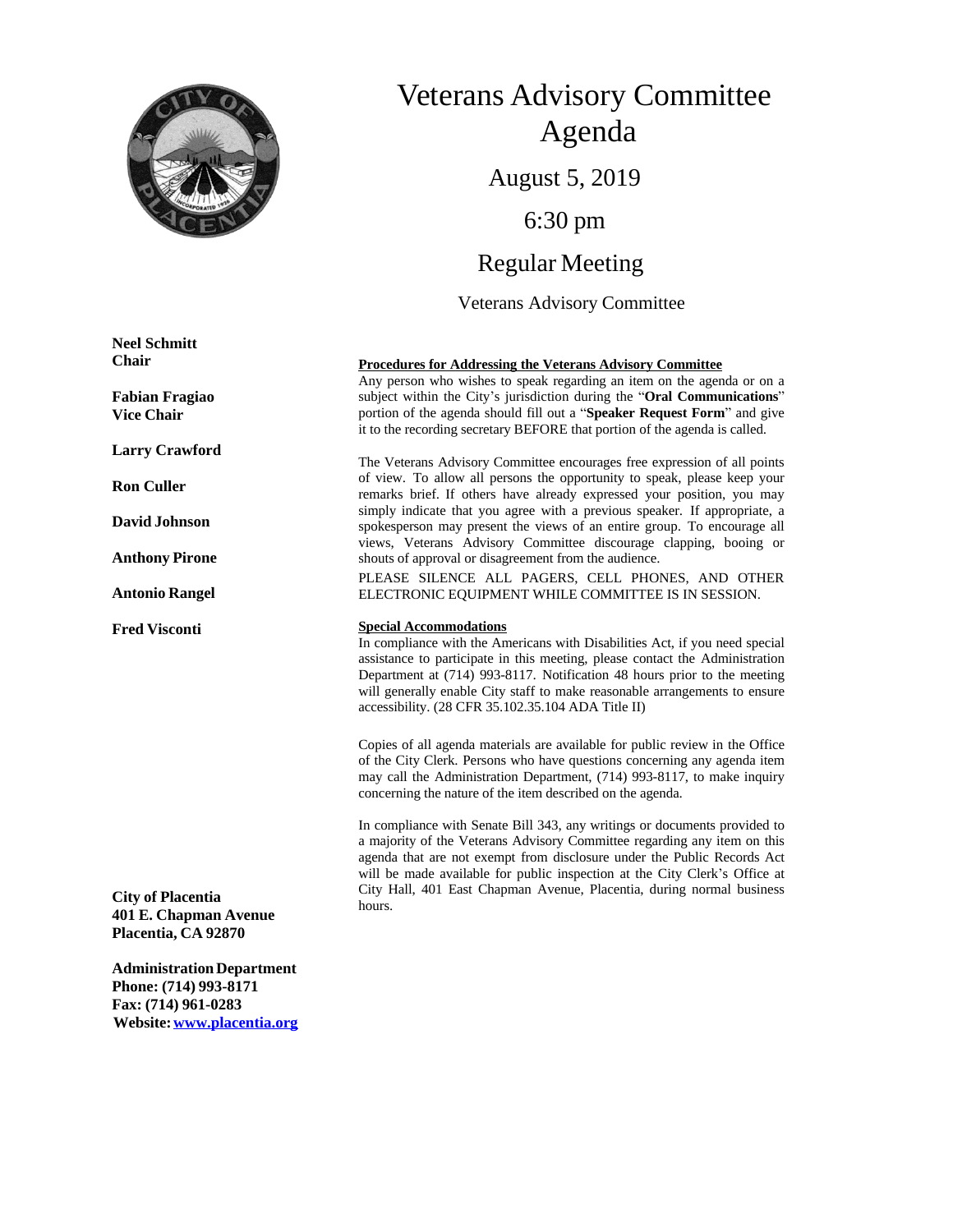# Veterans Advisory Committee Agenda

## August 5, 2019

## 6:30 pm

## Regular Meeting

Veterans Advisory Committee

**Neel Schmitt**
**Chair**

**Fabian Fragiao**
**Vice Chair**

**Larry Crawford**

**Ron Culler**

**David Johnson**

**Anthony Pirone**

**Antonio Rangel**

**Fred Visconti**

**City of Placentia**
**401 E. Chapman Avenue**
**Placentia, CA 92870**

**Administration Department**
**Phone: (714) 993-8171**
**Fax: (714) 961-0283**
**Website: [www.placentia.org](http://www.placentia.org)**

**Procedures for Addressing the Veterans Advisory Committee**

Any person who wishes to speak regarding an item on the agenda or on a subject within the City's jurisdiction during the "**Oral Communications**" portion of the agenda should fill out a "**Speaker Request Form**" and give it to the recording secretary BEFORE that portion of the agenda is called.

The Veterans Advisory Committee encourages free expression of all points of view. To allow all persons the opportunity to speak, please keep your remarks brief. If others have already expressed your position, you may simply indicate that you agree with a previous speaker. If appropriate, a spokesperson may present the views of an entire group. To encourage all views, Veterans Advisory Committee discourage clapping, booing or shouts of approval or disagreement from the audience.

PLEASE SILENCE ALL PAGERS, CELL PHONES, AND OTHER ELECTRONIC EQUIPMENT WHILE COMMITTEE IS IN SESSION.

**Special Accommodations**

In compliance with the Americans with Disabilities Act, if you need special assistance to participate in this meeting, please contact the Administration Department at (714) 993-8117. Notification 48 hours prior to the meeting will generally enable City staff to make reasonable arrangements to ensure accessibility. (28 CFR 35.102.35.104 ADA Title II)

Copies of all agenda materials are available for public review in the Office of the City Clerk. Persons who have questions concerning any agenda item may call the Administration Department, (714) 993-8117, to make inquiry concerning the nature of the item described on the agenda.

In compliance with Senate Bill 343, any writings or documents provided to a majority of the Veterans Advisory Committee regarding any item on this agenda that are not exempt from disclosure under the Public Records Act will be made available for public inspection at the City Clerk's Office at City Hall, 401 East Chapman Avenue, Placentia, during normal business hours.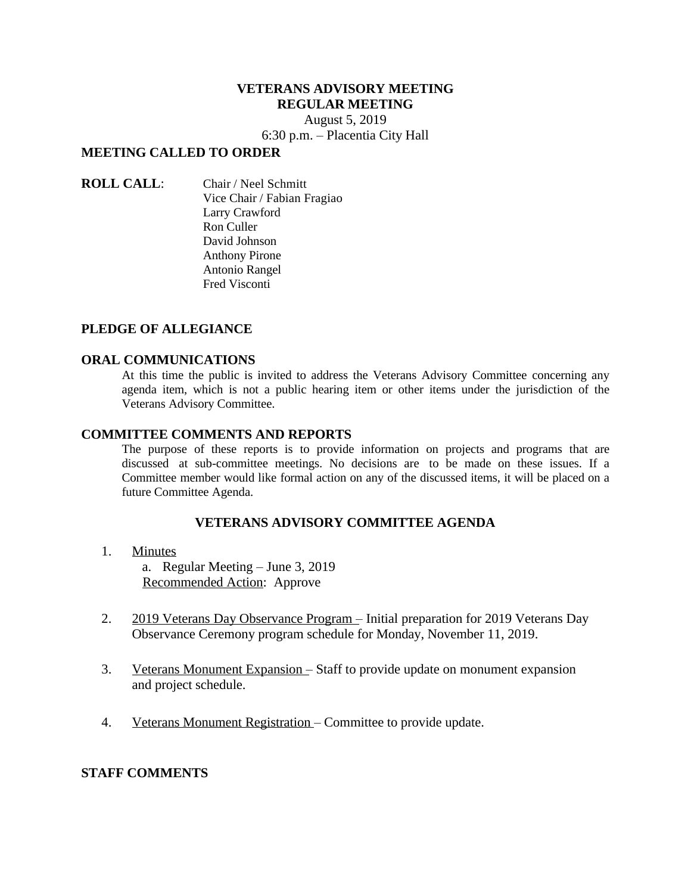**VETERANS ADVISORY MEETING**
**REGULAR MEETING**
August 5, 2019
6:30 p.m. – Placentia City Hall

**MEETING CALLED TO ORDER**

**ROLL CALL**:
Chair / Neel Schmitt
Vice Chair / Fabian Fragiao
Larry Crawford
Ron Culler
David Johnson
Anthony Pirone
Antonio Rangel
Fred Visconti

**PLEDGE OF ALLEGIANCE**

**ORAL COMMUNICATIONS**

At this time the public is invited to address the Veterans Advisory Committee concerning any agenda item, which is not a public hearing item or other items under the jurisdiction of the Veterans Advisory Committee.

**COMMITTEE COMMENTS AND REPORTS**

The purpose of these reports is to provide information on projects and programs that are discussed at sub-committee meetings. No decisions are to be made on these issues. If a Committee member would like formal action on any of the discussed items, it will be placed on a future Committee Agenda.

**VETERANS ADVISORY COMMITTEE AGENDA**

1. Minutes
   a. Regular Meeting – June 3, 2019
   Recommended Action: Approve

2. 2019 Veterans Day Observance Program – Initial preparation for 2019 Veterans Day Observance Ceremony program schedule for Monday, November 11, 2019.

3. Veterans Monument Expansion – Staff to provide update on monument expansion and project schedule.

4. Veterans Monument Registration – Committee to provide update.

**STAFF COMMENTS**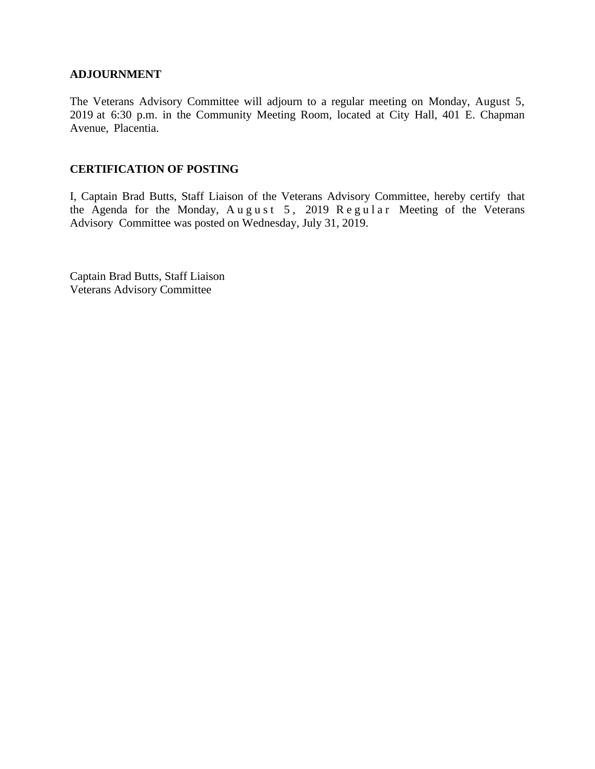**ADJOURNMENT**

The Veterans Advisory Committee will adjourn to a regular meeting on Monday, August 5, 2019 at 6:30 p.m. in the Community Meeting Room, located at City Hall, 401 E. Chapman Avenue, Placentia.

**CERTIFICATION OF POSTING**

I, Captain Brad Butts, Staff Liaison of the Veterans Advisory Committee, hereby certify that the Agenda for the Monday, August 5, 2019 Regular Meeting of the Veterans Advisory Committee was posted on Wednesday, July 31, 2019.

Captain Brad Butts, Staff Liaison
Veterans Advisory Committee